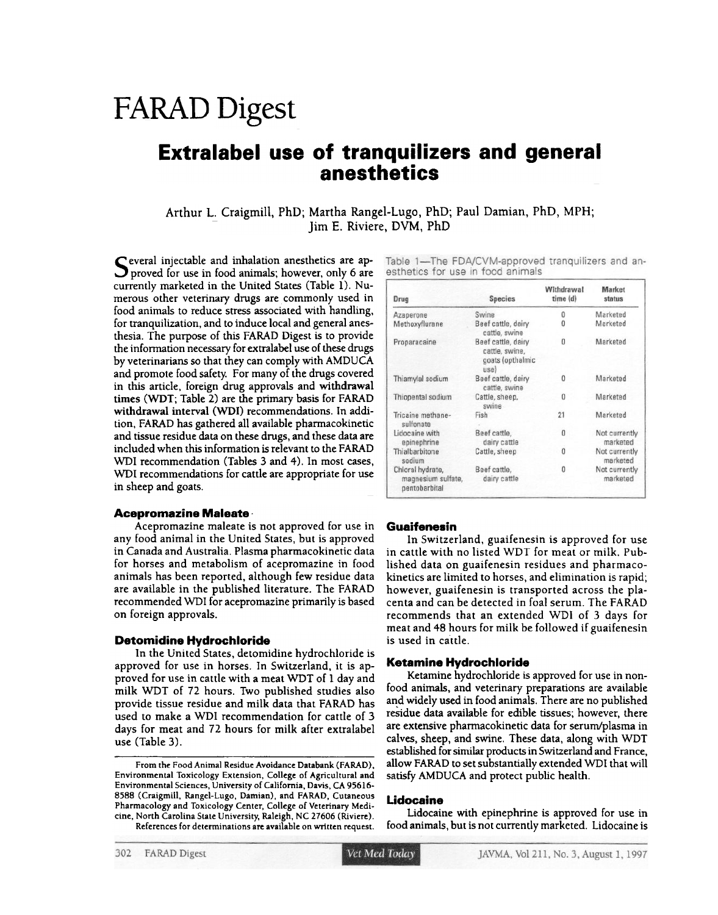# FARAD Digest

## Extralabel use of tranquilizers and general anesthetics

Arthur L. Craigmill, PhD; Martha Rangel-Lugo, PhD; Paul Damian, PhD, MPH; Jim E. Riviere, DVM, PhD

Several injectable and inhalation anesthetics are approved for use in food animals; however, only 6 are currently marketed in the United States (Table 1). Numerous other veterinary drugs are commonly used in food animals to reduce stress associated with handling, for tranquilization, and to induce local and general anesthesia. The purpose of this FARAD Digest is to provide the information necessary for extralabel use of these drugs by veterinarians so that they can comply with AMDUCA and promote food safety. For many of the drugs covered in this article, foreign drug approvals and withdrawal times (WDT; Table 2) are the primary basis for FARAD withdrawal interval (WDI) recommendations. In addition, FARAD has gathered all available pharmacokinetic and tissue residue data on these drugs, and these data are included when this information is relevant to the FARAD WDI recommendation (Tables 3 and 4). In most cases, WDI recommendations for cattle are appropriate for use in sheep and goats.

### Acepromazine Maleate

Acepromazine maleate is not approved for use in any food animal in the United States, but is approved in Canada and Australia. Plasma pharmacokinetic data for horses and metabolism of acepromazine in food animals has been reported, although few residue data are available in the published literature. The FARAD recommended WDI for acepromazine primarily is based on foreign approvals.

### Detomidine Hydrochloride

In the United States, detomidine hydrochloride is approved for use in horses. In Switzerland, it is approved for use in cattle with a meat WDT of 1 day and milk WDT of 72 hours. Two published studies also provide tissue residue and milk data that FARAD has used to make a WDI recommendation for cattle of 3 days for meat and 72 hours for milk after extralabel use (Table 3).

From the Food Animal Residue Avoidance Databank (FARAD), Environmental Toxicology Extension, College of Agricultural and Environmental Sciences, University of California, Davis, CA 95616-8588 (Craigmill, Rangel-Lugo, Damian), and FARAD, Cutaneous Pharmacology and Toxicology Center, College of Veterinary Medicine, North Carolina State University, Raleigh, NC 27606 (Riviere).

References for determinations are available on written request.

Table 1—The FDA/CVM-approved tranquilizers and anesthetics for use in food animals

| Drug | Species | Withdrawal time (d) | Market status |
|---|---|---|---|
| Azaperone | Swine | 0 | Marketed |
| Methoxyflurane | Beef cattle, dairy cattle, swine | 0 | Marketed |
| Proparacaine | Beef cattle, dairy cattle, swine, goats (opthalmic use) | 0 | Marketed |
| Thiamylal sodium | Beef cattle, dairy cattle, swine | 0 | Marketed |
| Thiopental sodium | Cattle, sheep, swine | 0 | Marketed |
| Tricaine methanesulfonate | Fish | 21 | Marketed |
| Lidocaine with epinephrine | Beef cattle, dairy cattle | 0 | Not currently marketed |
| Thialbarbitone sodium | Cattle, sheep | 0 | Not currently marketed |
| Chloral hydrate, magnesium sulfate, pentobarbital | Beef cattle, dairy cattle | 0 | Not currently marketed |

### Guaifenesin

In Switzerland, guaifenesin is approved for use in cattle with no listed WDT for meat or milk. Published data on guaifenesin residues and pharmacokinetics are limited to horses, and elimination is rapid; however, guaifenesin is transported across the placenta and can be detected in foal serum. The FARAD recommends that an extended WDI of 3 days for meat and 48 hours for milk be followed if guaifenesin is used in cattle.

### Ketamine Hydrochloride

Ketamine hydrochloride is approved for use in nonfood animals, and veterinary preparations are available and widely used in food animals. There are no published residue data available for edible tissues; however, there are extensive pharmacokinetic data for serum/plasma in calves, sheep, and swine. These data, along with WDT established for similar products in Switzerland and France, allow FARAD to set substantially extended WDI that will satisfy AMDUCA and protect public health.

### Lidocaine

Lidocaine with epinephrine is approved for use in food animals, but is not currently marketed. Lidocaine is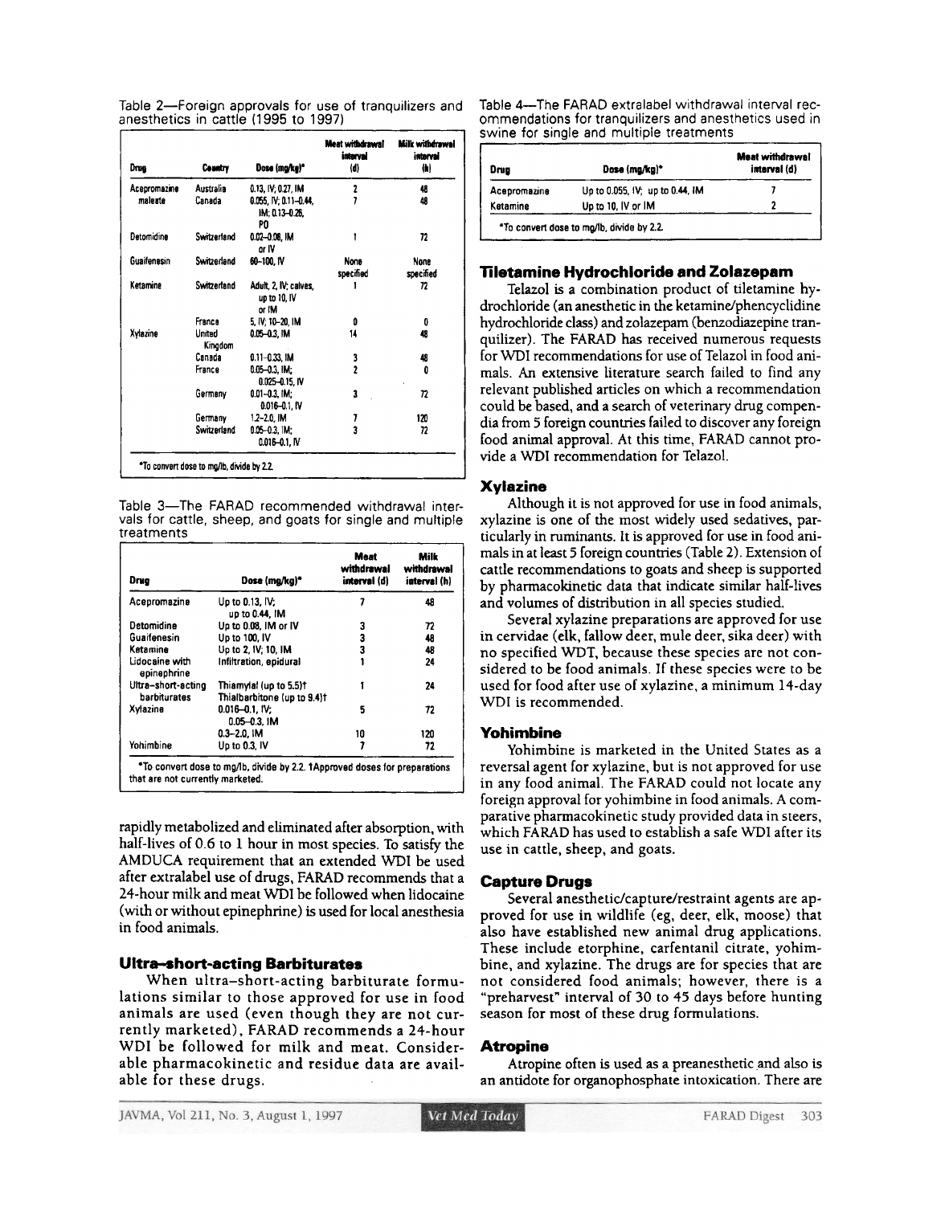Table 2—Foreign approvals for use of tranquilizers and anesthetics in cattle (1995 to 1997)

| Drug | Country | Dose (mg/kg)* | Meat withdrawal interval (d) | Milk withdrawal interval (h) |
|---|---|---|---|---|
| Acepromazine maleate | Australia | 0.13, IV; 0.27, IM | 2 | 48 |
| | Canada | 0.055, IV; 0.11–0.44, IM; 0.13–0.26, PO | 7 | 48 |
| Detomidine | Switzerland | 0.02–0.08, IM or IV | 1 | 72 |
| Guaifenesin | Switzerland | 60–100, IV | None specified | None specified |
| Ketamine | Switzerland | Adult, 2, IV; calves, up to 10, IV or IM | 1 | 72 |
| | France | 5, IV; 10–20, IM | 0 | 0 |
| Xylazine | United Kingdom | 0.05–0.3, IM | 14 | 48 |
| | Canada | 0.11–0.33, IM | 3 | 48 |
| | France | 0.05–0.3, IM; 0.025–0.15, IV | 2 | 0 |
| | Germany | 0.01–0.3, IM; 0.016–0.1, IV | 3 | 72 |
| | Germany | 1.2–2.0, IM | 7 | 120 |
| | Switzerland | 0.05–0.3, IM; 0.016–0.1, IV | 3 | 72 |

*To convert dose to mg/lb, divide by 2.2.

Table 3—The FARAD recommended withdrawal intervals for cattle, sheep, and goats for single and multiple treatments

| Drug | Dose (mg/kg)* | Meat withdrawal interval (d) | Milk withdrawal interval (h) |
|---|---|---|---|
| Acepromazine | Up to 0.13, IV; up to 0.44, IM | 7 | 48 |
| Detomidine | Up to 0.08, IM or IV | 3 | 72 |
| Guaifenesin | Up to 100, IV | 3 | 48 |
| Ketamine | Up to 2, IV; 10, IM | 3 | 48 |
| Lidocaine with epinephrine | Infiltration, epidural | 1 | 24 |
| Ultra-short-acting barbiturates | Thiamylal (up to 5.5)† Thialbarbitone (up to 9.4)† | 1 | 24 |
| Xylazine | 0.016–0.1, IV; 0.05–0.3, IM | 5 | 72 |
| | 0.3–2.0, IM | 10 | 120 |
| Yohimbine | Up to 0.3, IV | 7 | 72 |

*To convert dose to mg/lb, divide by 2.2. †Approved doses for preparations that are not currently marketed.

rapidly metabolized and eliminated after absorption, with half-lives of 0.6 to 1 hour in most species. To satisfy the AMDUCA requirement that an extended WDI be used after extralabel use of drugs, FARAD recommends that a 24-hour milk and meat WDI be followed when lidocaine (with or without epinephrine) is used for local anesthesia in food animals.

## Ultra–short-acting Barbiturates

When ultra–short-acting barbiturate formulations similar to those approved for use in food animals are used (even though they are not currently marketed), FARAD recommends a 24-hour WDI be followed for milk and meat. Considerable pharmacokinetic and residue data are available for these drugs.

Table 4—The FARAD extralabel withdrawal interval recommendations for tranquilizers and anesthetics used in swine for single and multiple treatments

| Drug | Dose (mg/kg)* | Meat withdrawal interval (d) |
|---|---|---|
| Acepromazine | Up to 0.055, IV; up to 0.44, IM | 7 |
| Ketamine | Up to 10, IV or IM | 2 |

*To convert dose to mg/lb, divide by 2.2.

## Tiletamine Hydrochloride and Zolazepam

Telazol is a combination product of tiletamine hydrochloride (an anesthetic in the ketamine/phencyclidine hydrochloride class) and zolazepam (benzodiazepine tranquilizer). The FARAD has received numerous requests for WDI recommendations for use of Telazol in food animals. An extensive literature search failed to find any relevant published articles on which a recommendation could be based, and a search of veterinary drug compendia from 5 foreign countries failed to discover any foreign food animal approval. At this time, FARAD cannot provide a WDI recommendation for Telazol.

## Xylazine

Although it is not approved for use in food animals, xylazine is one of the most widely used sedatives, particularly in ruminants. It is approved for use in food animals in at least 5 foreign countries (Table 2). Extension of cattle recommendations to goats and sheep is supported by pharmacokinetic data that indicate similar half-lives and volumes of distribution in all species studied.

Several xylazine preparations are approved for use in cervidae (elk, fallow deer, mule deer, sika deer) with no specified WDT, because these species are not considered to be food animals. If these species were to be used for food after use of xylazine, a minimum 14-day WDI is recommended.

## Yohimbine

Yohimbine is marketed in the United States as a reversal agent for xylazine, but is not approved for use in any food animal. The FARAD could not locate any foreign approval for yohimbine in food animals. A comparative pharmacokinetic study provided data in steers, which FARAD has used to establish a safe WDI after its use in cattle, sheep, and goats.

## Capture Drugs

Several anesthetic/capture/restraint agents are approved for use in wildlife (eg, deer, elk, moose) that also have established new animal drug applications. These include etorphine, carfentanil citrate, yohimbine, and xylazine. The drugs are for species that are not considered food animals; however, there is a "preharvest" interval of 30 to 45 days before hunting season for most of these drug formulations.

## Atropine

Atropine often is used as a preanesthetic and also is an antidote for organophosphate intoxication. There are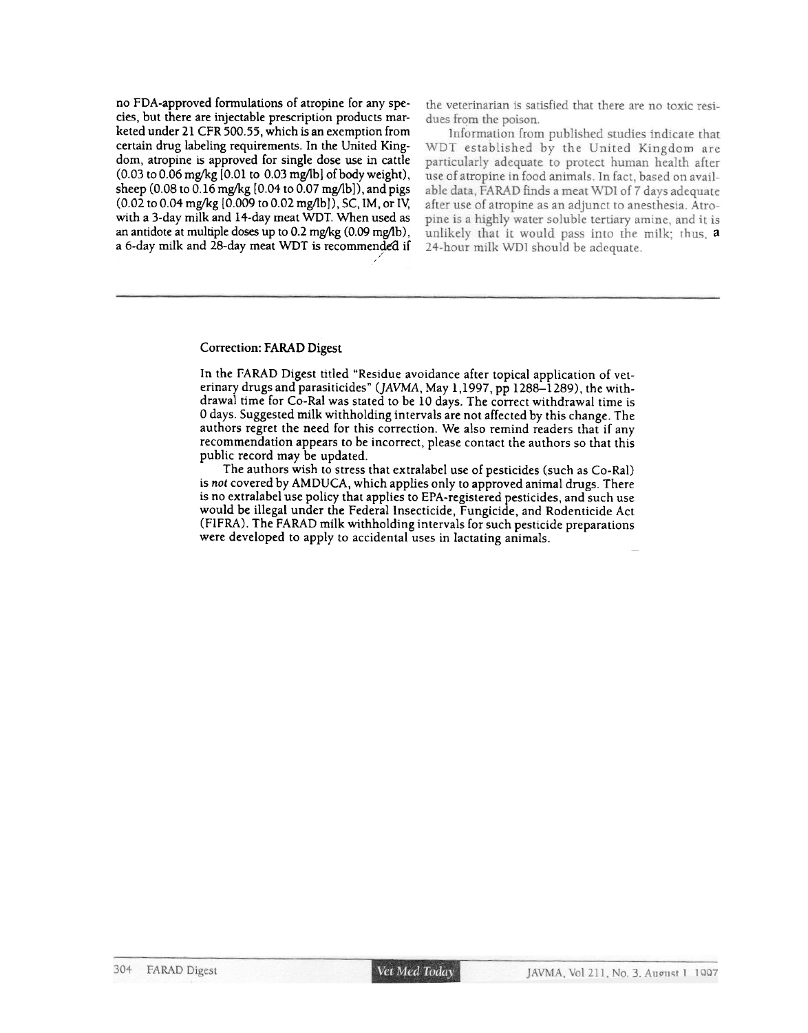no FDA-approved formulations of atropine for any species, but there are injectable prescription products marketed under 21 CFR 500.55, which is an exemption from certain drug labeling requirements. In the United Kingdom, atropine is approved for single dose use in cattle (0.03 to 0.06 mg/kg [0.01 to 0.03 mg/lb] of body weight), sheep (0.08 to 0.16 mg/kg [0.04 to 0.07 mg/lb]), and pigs (0.02 to 0.04 mg/kg [0.009 to 0.02 mg/lb]), SC, IM, or IV, with a 3-day milk and 14-day meat WDT. When used as an antidote at multiple doses up to 0.2 mg/kg (0.09 mg/lb), a 6-day milk and 28-day meat WDT is recommended if the veterinarian is satisfied that there are no toxic residues from the poison.

Information from published studies indicate that WDT established by the United Kingdom are particularly adequate to protect human health after use of atropine in food animals. In fact, based on available data, FARAD finds a meat WDI of 7 days adequate after use of atropine as an adjunct to anesthesia. Atropine is a highly water soluble tertiary amine, and it is unlikely that it would pass into the milk; thus, a 24-hour milk WDI should be adequate.

---

## Correction: FARAD Digest

In the FARAD Digest titled "Residue avoidance after topical application of veterinary drugs and parasiticides" (*JAVMA*, May 1,1997, pp 1288–1289), the withdrawal time for Co-Ral was stated to be 10 days. The correct withdrawal time is 0 days. Suggested milk withholding intervals are not affected by this change. The authors regret the need for this correction. We also remind readers that if any recommendation appears to be incorrect, please contact the authors so that this public record may be updated.

The authors wish to stress that extralabel use of pesticides (such as Co-Ral) is *not* covered by AMDUCA, which applies only to approved animal drugs. There is no extralabel use policy that applies to EPA-registered pesticides, and such use would be illegal under the Federal Insecticide, Fungicide, and Rodenticide Act (FIFRA). The FARAD milk withholding intervals for such pesticide preparations were developed to apply to accidental uses in lactating animals.